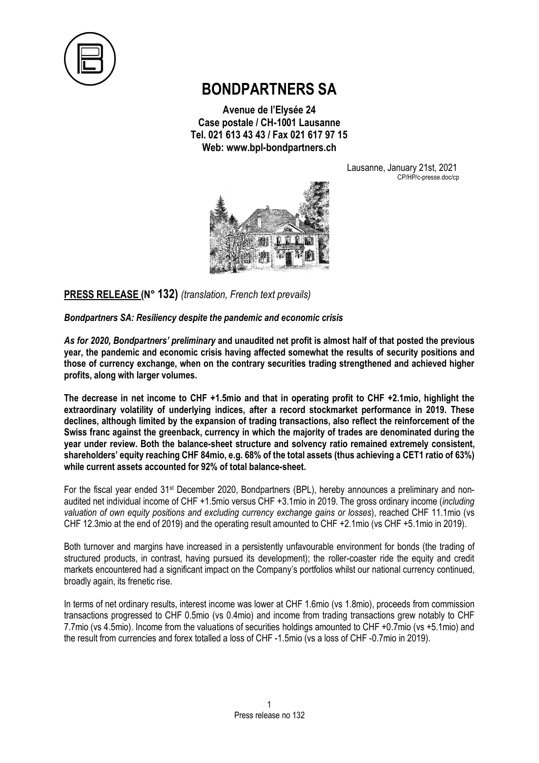# BONDPARTNERS SA

**Avenue de l'Elysée 24**
**Case postale / CH-1001 Lausanne**
**Tel. 021 613 43 43 / Fax 021 617 97 15**
**Web: www.bpl-bondpartners.ch**

Lausanne, January 21st, 2021
CP/HP/c-presse.doc/cp

## PRESS RELEASE (N° 132) *(translation, French text prevails)*

***Bondpartners SA: Resiliency despite the pandemic and economic crisis***

***As for 2020, Bondpartners' preliminary*** **and unaudited net profit is almost half of that posted the previous year, the pandemic and economic crisis having affected somewhat the results of security positions and those of currency exchange, when on the contrary securities trading strengthened and achieved higher profits, along with larger volumes.**

**The decrease in net income to CHF +1.5mio and that in operating profit to CHF +2.1mio, highlight the extraordinary volatility of underlying indices, after a record stockmarket performance in 2019. These declines, although limited by the expansion of trading transactions, also reflect the reinforcement of the Swiss franc against the greenback, currency in which the majority of trades are denominated during the year under review. Both the balance-sheet structure and solvency ratio remained extremely consistent, shareholders' equity reaching CHF 84mio, e.g. 68% of the total assets (thus achieving a CET1 ratio of 63%) while current assets accounted for 92% of total balance-sheet.**

For the fiscal year ended 31st December 2020, Bondpartners (BPL), hereby announces a preliminary and non-audited net individual income of CHF +1.5mio versus CHF +3.1mio in 2019. The gross ordinary income (*including valuation of own equity positions and excluding currency exchange gains or losses*), reached CHF 11.1mio (vs CHF 12.3mio at the end of 2019) and the operating result amounted to CHF +2.1mio (vs CHF +5.1mio in 2019).

Both turnover and margins have increased in a persistently unfavourable environment for bonds (the trading of structured products, in contrast, having pursued its development); the roller-coaster ride the equity and credit markets encountered had a significant impact on the Company's portfolios whilst our national currency continued, broadly again, its frenetic rise.

In terms of net ordinary results, interest income was lower at CHF 1.6mio (vs 1.8mio), proceeds from commission transactions progressed to CHF 0.5mio (vs 0.4mio) and income from trading transactions grew notably to CHF 7.7mio (vs 4.5mio). Income from the valuations of securities holdings amounted to CHF +0.7mio (vs +5.1mio) and the result from currencies and forex totalled a loss of CHF -1.5mio (vs a loss of CHF -0.7mio in 2019).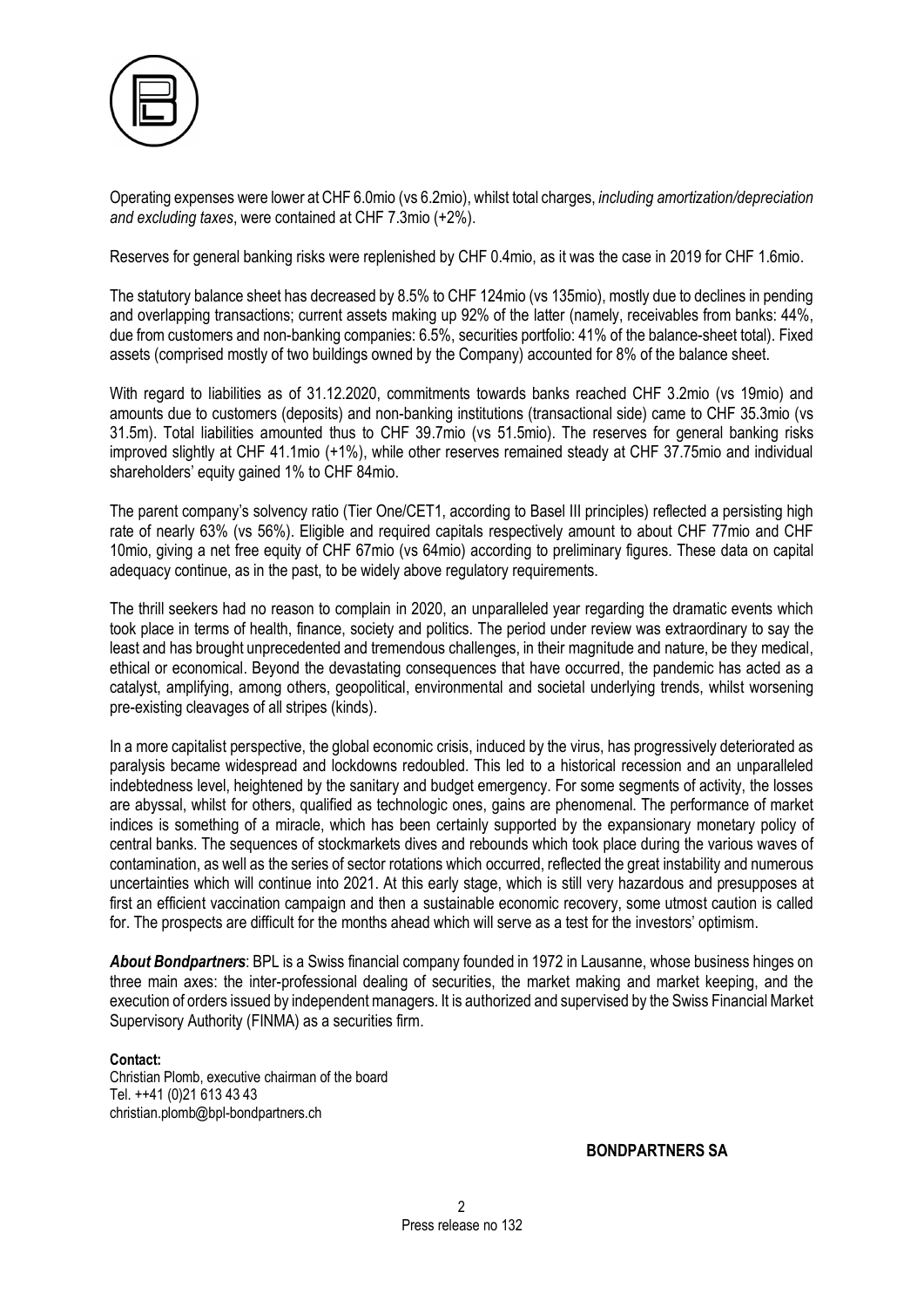Operating expenses were lower at CHF 6.0mio (vs 6.2mio), whilst total charges, *including amortization/depreciation and excluding taxes*, were contained at CHF 7.3mio (+2%).

Reserves for general banking risks were replenished by CHF 0.4mio, as it was the case in 2019 for CHF 1.6mio.

The statutory balance sheet has decreased by 8.5% to CHF 124mio (vs 135mio), mostly due to declines in pending and overlapping transactions; current assets making up 92% of the latter (namely, receivables from banks: 44%, due from customers and non-banking companies: 6.5%, securities portfolio: 41% of the balance-sheet total). Fixed assets (comprised mostly of two buildings owned by the Company) accounted for 8% of the balance sheet.

With regard to liabilities as of 31.12.2020, commitments towards banks reached CHF 3.2mio (vs 19mio) and amounts due to customers (deposits) and non-banking institutions (transactional side) came to CHF 35.3mio (vs 31.5m). Total liabilities amounted thus to CHF 39.7mio (vs 51.5mio). The reserves for general banking risks improved slightly at CHF 41.1mio (+1%), while other reserves remained steady at CHF 37.75mio and individual shareholders' equity gained 1% to CHF 84mio.

The parent company's solvency ratio (Tier One/CET1, according to Basel III principles) reflected a persisting high rate of nearly 63% (vs 56%). Eligible and required capitals respectively amount to about CHF 77mio and CHF 10mio, giving a net free equity of CHF 67mio (vs 64mio) according to preliminary figures. These data on capital adequacy continue, as in the past, to be widely above regulatory requirements.

The thrill seekers had no reason to complain in 2020, an unparalleled year regarding the dramatic events which took place in terms of health, finance, society and politics. The period under review was extraordinary to say the least and has brought unprecedented and tremendous challenges, in their magnitude and nature, be they medical, ethical or economical. Beyond the devastating consequences that have occurred, the pandemic has acted as a catalyst, amplifying, among others, geopolitical, environmental and societal underlying trends, whilst worsening pre-existing cleavages of all stripes (kinds).

In a more capitalist perspective, the global economic crisis, induced by the virus, has progressively deteriorated as paralysis became widespread and lockdowns redoubled. This led to a historical recession and an unparalleled indebtedness level, heightened by the sanitary and budget emergency. For some segments of activity, the losses are abyssal, whilst for others, qualified as technologic ones, gains are phenomenal. The performance of market indices is something of a miracle, which has been certainly supported by the expansionary monetary policy of central banks. The sequences of stockmarkets dives and rebounds which took place during the various waves of contamination, as well as the series of sector rotations which occurred, reflected the great instability and numerous uncertainties which will continue into 2021. At this early stage, which is still very hazardous and presupposes at first an efficient vaccination campaign and then a sustainable economic recovery, some utmost caution is called for. The prospects are difficult for the months ahead which will serve as a test for the investors' optimism.

***About Bondpartners***: BPL is a Swiss financial company founded in 1972 in Lausanne, whose business hinges on three main axes: the inter-professional dealing of securities, the market making and market keeping, and the execution of orders issued by independent managers. It is authorized and supervised by the Swiss Financial Market Supervisory Authority (FINMA) as a securities firm.

**Contact:**
Christian Plomb, executive chairman of the board
Tel. ++41 (0)21 613 43 43
christian.plomb@bpl-bondpartners.ch

**BONDPARTNERS SA**

Press release no 132